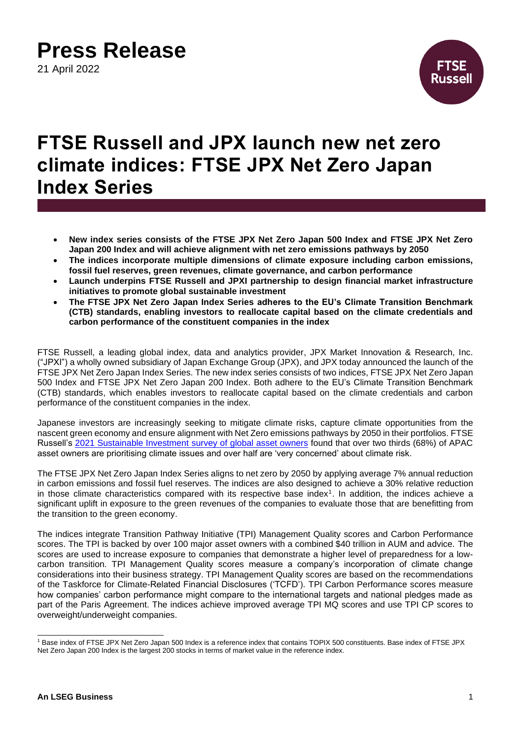# Press Release

21 April 2022

# FTSE Russell and JPX launch new net zero climate indices: FTSE JPX Net Zero Japan Index Series

- **New index series consists of the FTSE JPX Net Zero Japan 500 Index and FTSE JPX Net Zero Japan 200 Index and will achieve alignment with net zero emissions pathways by 2050**
- **The indices incorporate multiple dimensions of climate exposure including carbon emissions, fossil fuel reserves, green revenues, climate governance, and carbon performance**
- **Launch underpins FTSE Russell and JPXI partnership to design financial market infrastructure initiatives to promote global sustainable investment**
- **The FTSE JPX Net Zero Japan Index Series adheres to the EU's Climate Transition Benchmark (CTB) standards, enabling investors to reallocate capital based on the climate credentials and carbon performance of the constituent companies in the index**

FTSE Russell, a leading global index, data and analytics provider, JPX Market Innovation & Research, Inc. ("JPXI") a wholly owned subsidiary of Japan Exchange Group (JPX), and JPX today announced the launch of the FTSE JPX Net Zero Japan Index Series. The new index series consists of two indices, FTSE JPX Net Zero Japan 500 Index and FTSE JPX Net Zero Japan 200 Index. Both adhere to the EU's Climate Transition Benchmark (CTB) standards, which enables investors to reallocate capital based on the climate credentials and carbon performance of the constituent companies in the index.

Japanese investors are increasingly seeking to mitigate climate risks, capture climate opportunities from the nascent green economy and ensure alignment with Net Zero emissions pathways by 2050 in their portfolios. FTSE Russell's [2021 Sustainable Investment survey of global asset owners] found that over two thirds (68%) of APAC asset owners are prioritising climate issues and over half are 'very concerned' about climate risk.

The FTSE JPX Net Zero Japan Index Series aligns to net zero by 2050 by applying average 7% annual reduction in carbon emissions and fossil fuel reserves. The indices are also designed to achieve a 30% relative reduction in those climate characteristics compared with its respective base index[1]. In addition, the indices achieve a significant uplift in exposure to the green revenues of the companies to evaluate those that are benefitting from the transition to the green economy.

The indices integrate Transition Pathway Initiative (TPI) Management Quality scores and Carbon Performance scores. The TPI is backed by over 100 major asset owners with a combined $40 trillion in AUM and advice. The scores are used to increase exposure to companies that demonstrate a higher level of preparedness for a low-carbon transition. TPI Management Quality scores measure a company's incorporation of climate change considerations into their business strategy. TPI Management Quality scores are based on the recommendations of the Taskforce for Climate-Related Financial Disclosures ('TCFD'). TPI Carbon Performance scores measure how companies' carbon performance might compare to the international targets and national pledges made as part of the Paris Agreement. The indices achieve improved average TPI MQ scores and use TPI CP scores to overweight/underweight companies.

[1] Base index of FTSE JPX Net Zero Japan 500 Index is a reference index that contains TOPIX 500 constituents. Base index of FTSE JPX Net Zero Japan 200 Index is the largest 200 stocks in terms of market value in the reference index.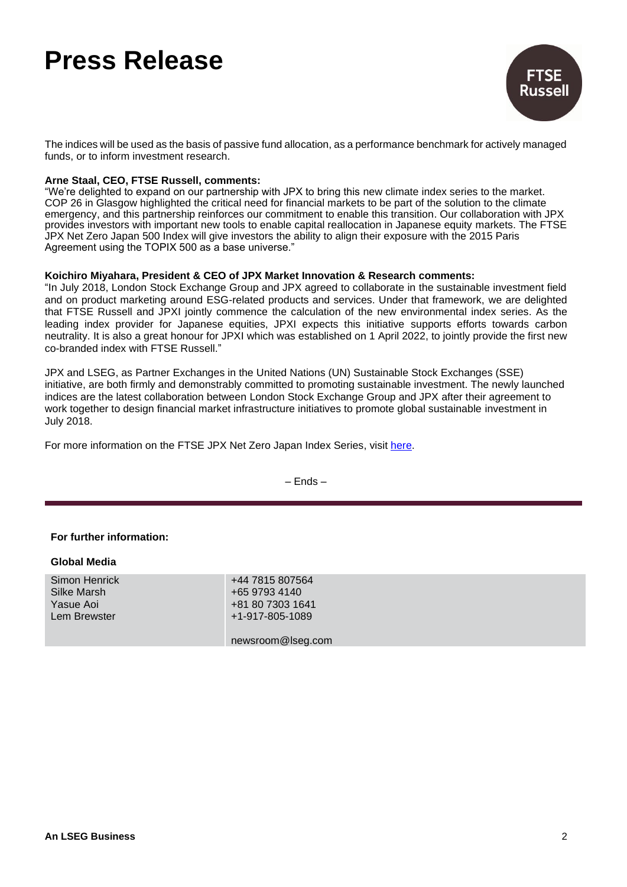The indices will be used as the basis of passive fund allocation, as a performance benchmark for actively managed funds, or to inform investment research.

**Arne Staal, CEO, FTSE Russell, comments:**
"We're delighted to expand on our partnership with JPX to bring this new climate index series to the market. COP 26 in Glasgow highlighted the critical need for financial markets to be part of the solution to the climate emergency, and this partnership reinforces our commitment to enable this transition. Our collaboration with JPX provides investors with important new tools to enable capital reallocation in Japanese equity markets. The FTSE JPX Net Zero Japan 500 Index will give investors the ability to align their exposure with the 2015 Paris Agreement using the TOPIX 500 as a base universe."

**Koichiro Miyahara, President & CEO of JPX Market Innovation & Research comments:**
"In July 2018, London Stock Exchange Group and JPX agreed to collaborate in the sustainable investment field and on product marketing around ESG-related products and services. Under that framework, we are delighted that FTSE Russell and JPXI jointly commence the calculation of the new environmental index series. As the leading index provider for Japanese equities, JPXI expects this initiative supports efforts towards carbon neutrality. It is also a great honour for JPXI which was established on 1 April 2022, to jointly provide the first new co-branded index with FTSE Russell."

JPX and LSEG, as Partner Exchanges in the United Nations (UN) Sustainable Stock Exchanges (SSE) initiative, are both firmly and demonstrably committed to promoting sustainable investment. The newly launched indices are the latest collaboration between London Stock Exchange Group and JPX after their agreement to work together to design financial market infrastructure initiatives to promote global sustainable investment in July 2018.

For more information on the FTSE JPX Net Zero Japan Index Series, visit here.

– Ends –

**For further information:**

**Global Media**

| | |
|---|---|
| Simon Henrick | +44 7815 807564 |
| Silke Marsh | +65 9793 4140 |
| Yasue Aoi | +81 80 7303 1641 |
| Lem Brewster | +1-917-805-1089 |
| | newsroom@lseg.com |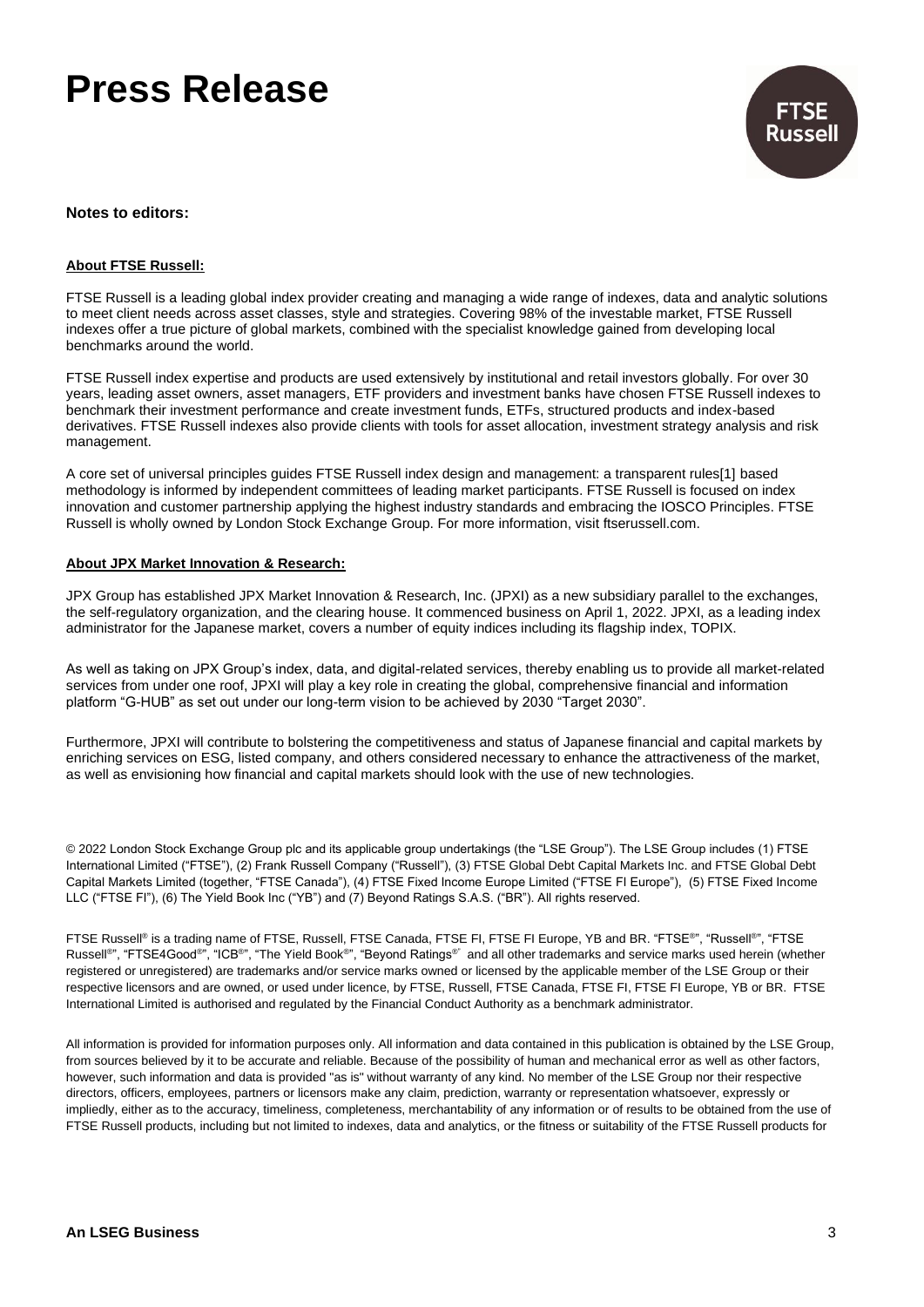**Notes to editors:**

**About FTSE Russell:**

FTSE Russell is a leading global index provider creating and managing a wide range of indexes, data and analytic solutions to meet client needs across asset classes, style and strategies. Covering 98% of the investable market, FTSE Russell indexes offer a true picture of global markets, combined with the specialist knowledge gained from developing local benchmarks around the world.

FTSE Russell index expertise and products are used extensively by institutional and retail investors globally. For over 30 years, leading asset owners, asset managers, ETF providers and investment banks have chosen FTSE Russell indexes to benchmark their investment performance and create investment funds, ETFs, structured products and index-based derivatives. FTSE Russell indexes also provide clients with tools for asset allocation, investment strategy analysis and risk management.

A core set of universal principles guides FTSE Russell index design and management: a transparent rules[1] based methodology is informed by independent committees of leading market participants. FTSE Russell is focused on index innovation and customer partnership applying the highest industry standards and embracing the IOSCO Principles. FTSE Russell is wholly owned by London Stock Exchange Group. For more information, visit ftserussell.com.

**About JPX Market Innovation & Research:**

JPX Group has established JPX Market Innovation & Research, Inc. (JPXI) as a new subsidiary parallel to the exchanges, the self-regulatory organization, and the clearing house. It commenced business on April 1, 2022. JPXI, as a leading index administrator for the Japanese market, covers a number of equity indices including its flagship index, TOPIX.

As well as taking on JPX Group's index, data, and digital-related services, thereby enabling us to provide all market-related services from under one roof, JPXI will play a key role in creating the global, comprehensive financial and information platform "G-HUB" as set out under our long-term vision to be achieved by 2030 "Target 2030".

Furthermore, JPXI will contribute to bolstering the competitiveness and status of Japanese financial and capital markets by enriching services on ESG, listed company, and others considered necessary to enhance the attractiveness of the market, as well as envisioning how financial and capital markets should look with the use of new technologies.

© 2022 London Stock Exchange Group plc and its applicable group undertakings (the "LSE Group"). The LSE Group includes (1) FTSE International Limited ("FTSE"), (2) Frank Russell Company ("Russell"), (3) FTSE Global Debt Capital Markets Inc. and FTSE Global Debt Capital Markets Limited (together, "FTSE Canada"), (4) FTSE Fixed Income Europe Limited ("FTSE FI Europe"), (5) FTSE Fixed Income LLC ("FTSE FI"), (6) The Yield Book Inc ("YB") and (7) Beyond Ratings S.A.S. ("BR"). All rights reserved.

FTSE Russell® is a trading name of FTSE, Russell, FTSE Canada, FTSE FI, FTSE FI Europe, YB and BR. "FTSE®", "Russell®", "FTSE Russell®", "FTSE4Good®", "ICB®", "The Yield Book®", "Beyond Ratings®" and all other trademarks and service marks used herein (whether registered or unregistered) are trademarks and/or service marks owned or licensed by the applicable member of the LSE Group or their respective licensors and are owned, or used under licence, by FTSE, Russell, FTSE Canada, FTSE FI, FTSE FI Europe, YB or BR. FTSE International Limited is authorised and regulated by the Financial Conduct Authority as a benchmark administrator.

All information is provided for information purposes only. All information and data contained in this publication is obtained by the LSE Group, from sources believed by it to be accurate and reliable. Because of the possibility of human and mechanical error as well as other factors, however, such information and data is provided "as is" without warranty of any kind. No member of the LSE Group nor their respective directors, officers, employees, partners or licensors make any claim, prediction, warranty or representation whatsoever, expressly or impliedly, either as to the accuracy, timeliness, completeness, merchantability of any information or of results to be obtained from the use of FTSE Russell products, including but not limited to indexes, data and analytics, or the fitness or suitability of the FTSE Russell products for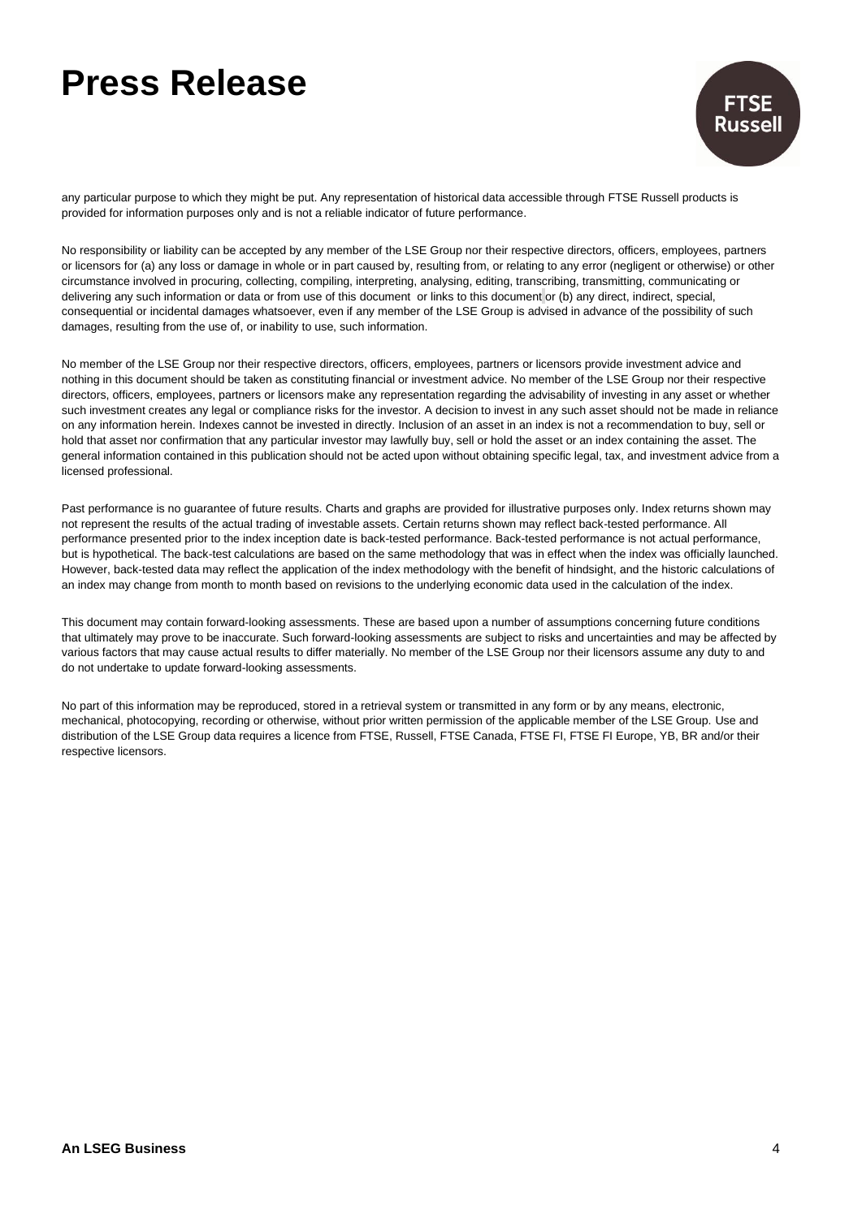any particular purpose to which they might be put. Any representation of historical data accessible through FTSE Russell products is provided for information purposes only and is not a reliable indicator of future performance.

No responsibility or liability can be accepted by any member of the LSE Group nor their respective directors, officers, employees, partners or licensors for (a) any loss or damage in whole or in part caused by, resulting from, or relating to any error (negligent or otherwise) or other circumstance involved in procuring, collecting, compiling, interpreting, analysing, editing, transcribing, transmitting, communicating or delivering any such information or data or from use of this document or links to this document or (b) any direct, indirect, special, consequential or incidental damages whatsoever, even if any member of the LSE Group is advised in advance of the possibility of such damages, resulting from the use of, or inability to use, such information.

No member of the LSE Group nor their respective directors, officers, employees, partners or licensors provide investment advice and nothing in this document should be taken as constituting financial or investment advice. No member of the LSE Group nor their respective directors, officers, employees, partners or licensors make any representation regarding the advisability of investing in any asset or whether such investment creates any legal or compliance risks for the investor. A decision to invest in any such asset should not be made in reliance on any information herein. Indexes cannot be invested in directly. Inclusion of an asset in an index is not a recommendation to buy, sell or hold that asset nor confirmation that any particular investor may lawfully buy, sell or hold the asset or an index containing the asset. The general information contained in this publication should not be acted upon without obtaining specific legal, tax, and investment advice from a licensed professional.

Past performance is no guarantee of future results. Charts and graphs are provided for illustrative purposes only. Index returns shown may not represent the results of the actual trading of investable assets. Certain returns shown may reflect back-tested performance. All performance presented prior to the index inception date is back-tested performance. Back-tested performance is not actual performance, but is hypothetical. The back-test calculations are based on the same methodology that was in effect when the index was officially launched. However, back-tested data may reflect the application of the index methodology with the benefit of hindsight, and the historic calculations of an index may change from month to month based on revisions to the underlying economic data used in the calculation of the index.

This document may contain forward-looking assessments. These are based upon a number of assumptions concerning future conditions that ultimately may prove to be inaccurate. Such forward-looking assessments are subject to risks and uncertainties and may be affected by various factors that may cause actual results to differ materially. No member of the LSE Group nor their licensors assume any duty to and do not undertake to update forward-looking assessments.

No part of this information may be reproduced, stored in a retrieval system or transmitted in any form or by any means, electronic, mechanical, photocopying, recording or otherwise, without prior written permission of the applicable member of the LSE Group. Use and distribution of the LSE Group data requires a licence from FTSE, Russell, FTSE Canada, FTSE FI, FTSE FI Europe, YB, BR and/or their respective licensors.